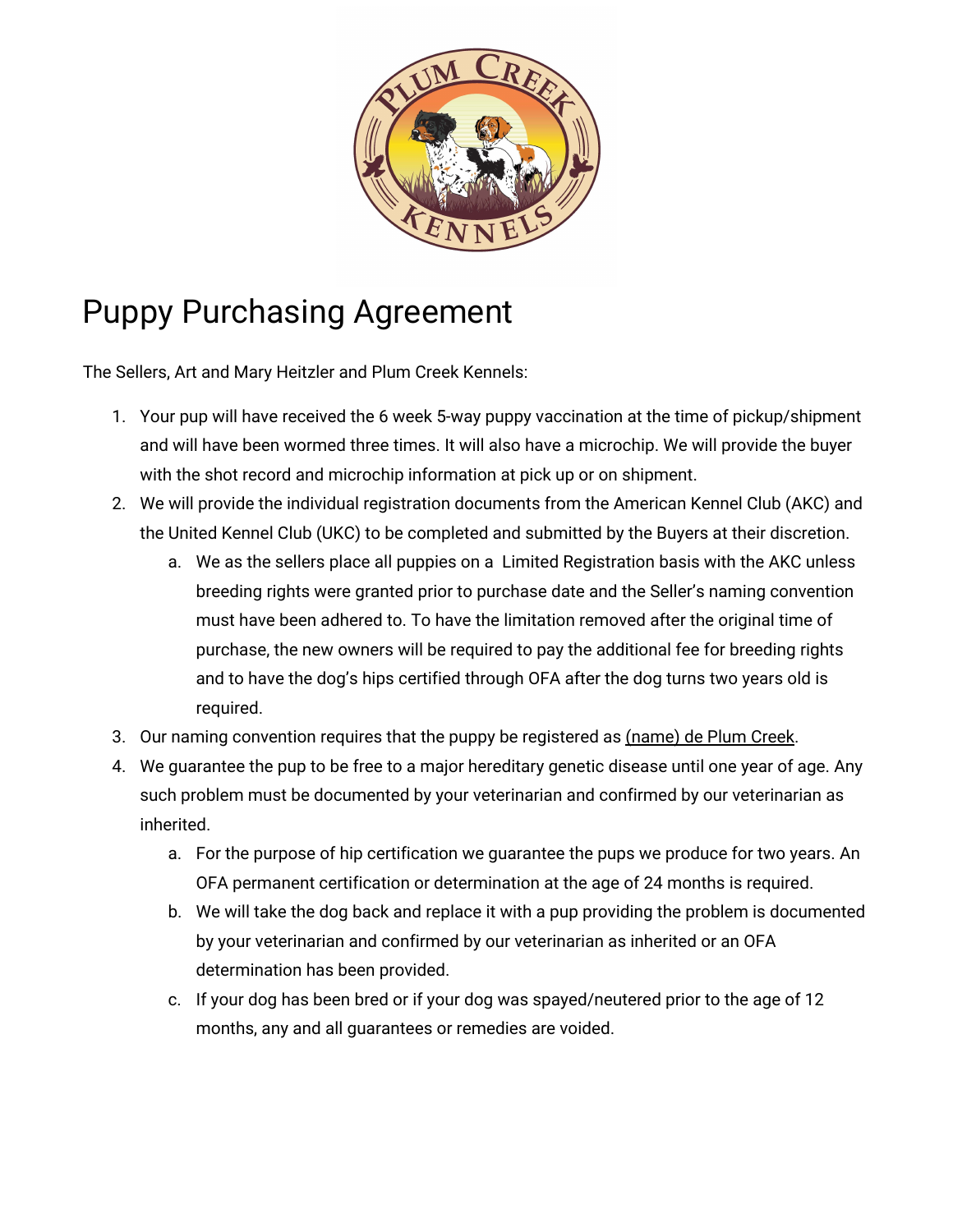# Puppy Purchasing Agreement

The Sellers, Art and Mary Heitzler and Plum Creek Kennels:

1. Your pup will have received the 6 week 5-way puppy vaccination at the time of pickup/shipment and will have been wormed three times. It will also have a microchip. We will provide the buyer with the shot record and microchip information at pick up or on shipment.
2. We will provide the individual registration documents from the American Kennel Club (AKC) and the United Kennel Club (UKC) to be completed and submitted by the Buyers at their discretion.
   a. We as the sellers place all puppies on a Limited Registration basis with the AKC unless breeding rights were granted prior to purchase date and the Seller's naming convention must have been adhered to. To have the limitation removed after the original time of purchase, the new owners will be required to pay the additional fee for breeding rights and to have the dog's hips certified through OFA after the dog turns two years old is required.
3. Our naming convention requires that the puppy be registered as <u>(name) de Plum Creek</u>.
4. We guarantee the pup to be free to a major hereditary genetic disease until one year of age. Any such problem must be documented by your veterinarian and confirmed by our veterinarian as inherited.
   a. For the purpose of hip certification we guarantee the pups we produce for two years. An OFA permanent certification or determination at the age of 24 months is required.
   b. We will take the dog back and replace it with a pup providing the problem is documented by your veterinarian and confirmed by our veterinarian as inherited or an OFA determination has been provided.
   c. If your dog has been bred or if your dog was spayed/neutered prior to the age of 12 months, any and all guarantees or remedies are voided.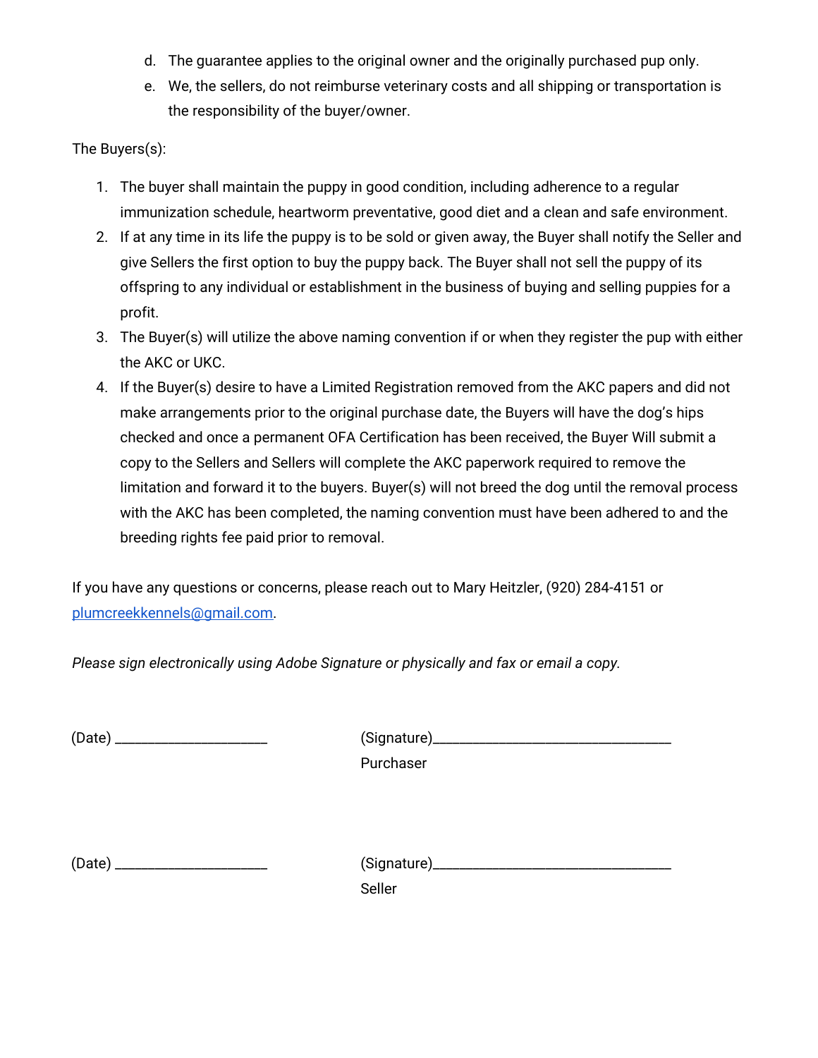d. The guarantee applies to the original owner and the originally purchased pup only.
e. We, the sellers, do not reimburse veterinary costs and all shipping or transportation is the responsibility of the buyer/owner.

The Buyers(s):

1. The buyer shall maintain the puppy in good condition, including adherence to a regular immunization schedule, heartworm preventative, good diet and a clean and safe environment.
2. If at any time in its life the puppy is to be sold or given away, the Buyer shall notify the Seller and give Sellers the first option to buy the puppy back. The Buyer shall not sell the puppy of its offspring to any individual or establishment in the business of buying and selling puppies for a profit.
3. The Buyer(s) will utilize the above naming convention if or when they register the pup with either the AKC or UKC.
4. If the Buyer(s) desire to have a Limited Registration removed from the AKC papers and did not make arrangements prior to the original purchase date, the Buyers will have the dog's hips checked and once a permanent OFA Certification has been received, the Buyer Will submit a copy to the Sellers and Sellers will complete the AKC paperwork required to remove the limitation and forward it to the buyers. Buyer(s) will not breed the dog until the removal process with the AKC has been completed, the naming convention must have been adhered to and the breeding rights fee paid prior to removal.

If you have any questions or concerns, please reach out to Mary Heitzler, (920) 284-4151 or [plumcreekkennels@gmail.com](mailto:plumcreekkennels@gmail.com).

*Please sign electronically using Adobe Signature or physically and fax or email a copy.*

(Date) ______________________ (Signature)___________________________________
Purchaser

(Date) ______________________ (Signature)___________________________________
Seller